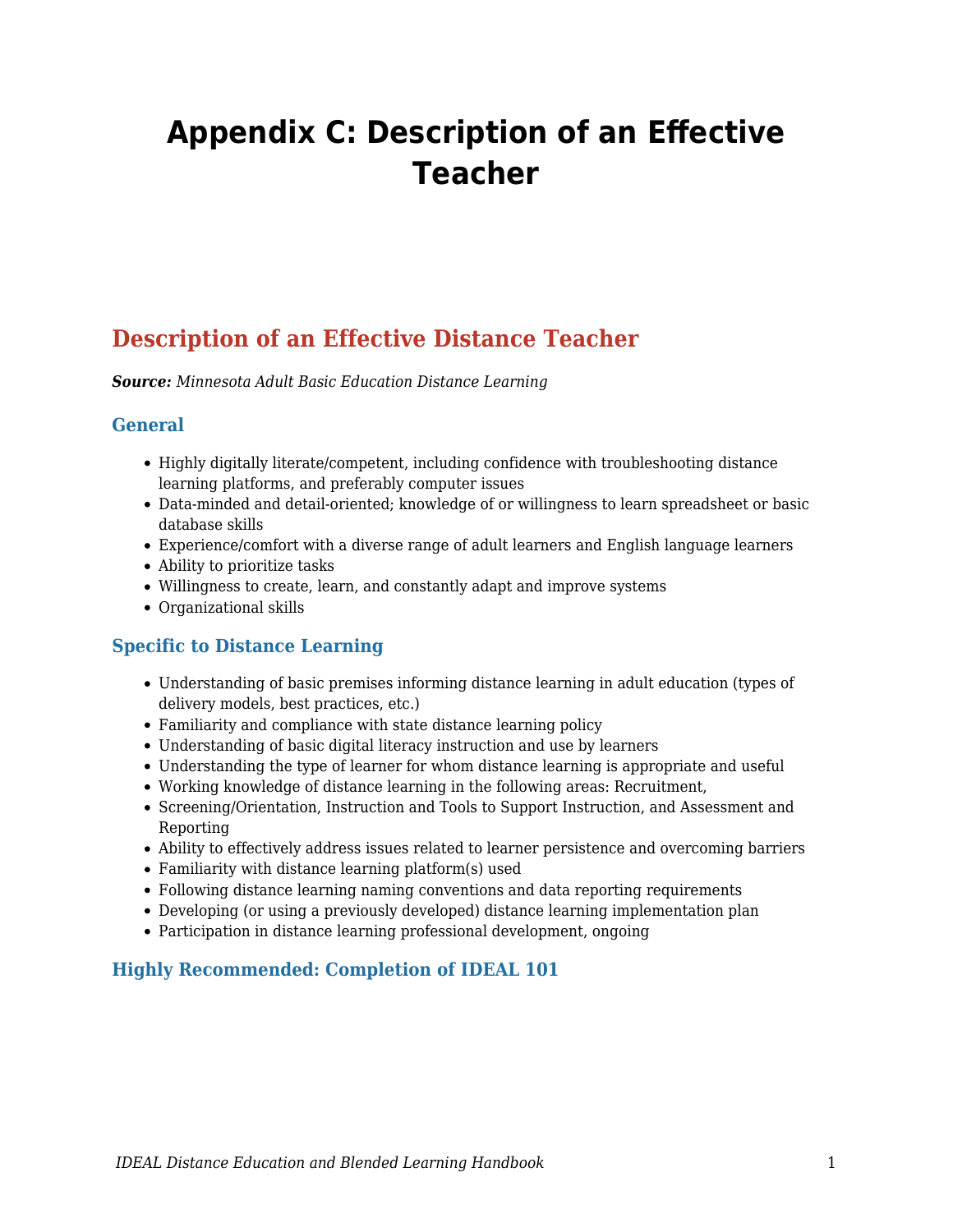# Appendix C: Description of an Effective Teacher

## Description of an Effective Distance Teacher

***Source:*** *Minnesota Adult Basic Education Distance Learning*

### General

- Highly digitally literate/competent, including confidence with troubleshooting distance learning platforms, and preferably computer issues
- Data-minded and detail-oriented; knowledge of or willingness to learn spreadsheet or basic database skills
- Experience/comfort with a diverse range of adult learners and English language learners
- Ability to prioritize tasks
- Willingness to create, learn, and constantly adapt and improve systems
- Organizational skills

### Specific to Distance Learning

- Understanding of basic premises informing distance learning in adult education (types of delivery models, best practices, etc.)
- Familiarity and compliance with state distance learning policy
- Understanding of basic digital literacy instruction and use by learners
- Understanding the type of learner for whom distance learning is appropriate and useful
- Working knowledge of distance learning in the following areas: Recruitment,
- Screening/Orientation, Instruction and Tools to Support Instruction, and Assessment and Reporting
- Ability to effectively address issues related to learner persistence and overcoming barriers
- Familiarity with distance learning platform(s) used
- Following distance learning naming conventions and data reporting requirements
- Developing (or using a previously developed) distance learning implementation plan
- Participation in distance learning professional development, ongoing

### Highly Recommended: Completion of IDEAL 101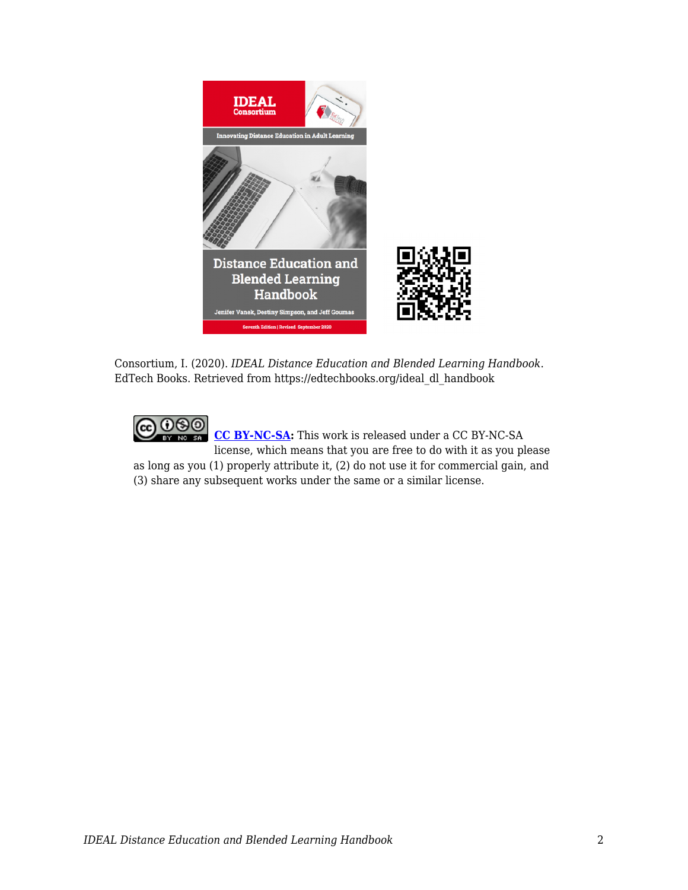Consortium, I. (2020). *IDEAL Distance Education and Blended Learning Handbook*. EdTech Books. Retrieved from https://edtechbooks.org/ideal_dl_handbook

**CC BY-NC-SA:** This work is released under a CC BY-NC-SA license, which means that you are free to do with it as you please as long as you (1) properly attribute it, (2) do not use it for commercial gain, and (3) share any subsequent works under the same or a similar license.